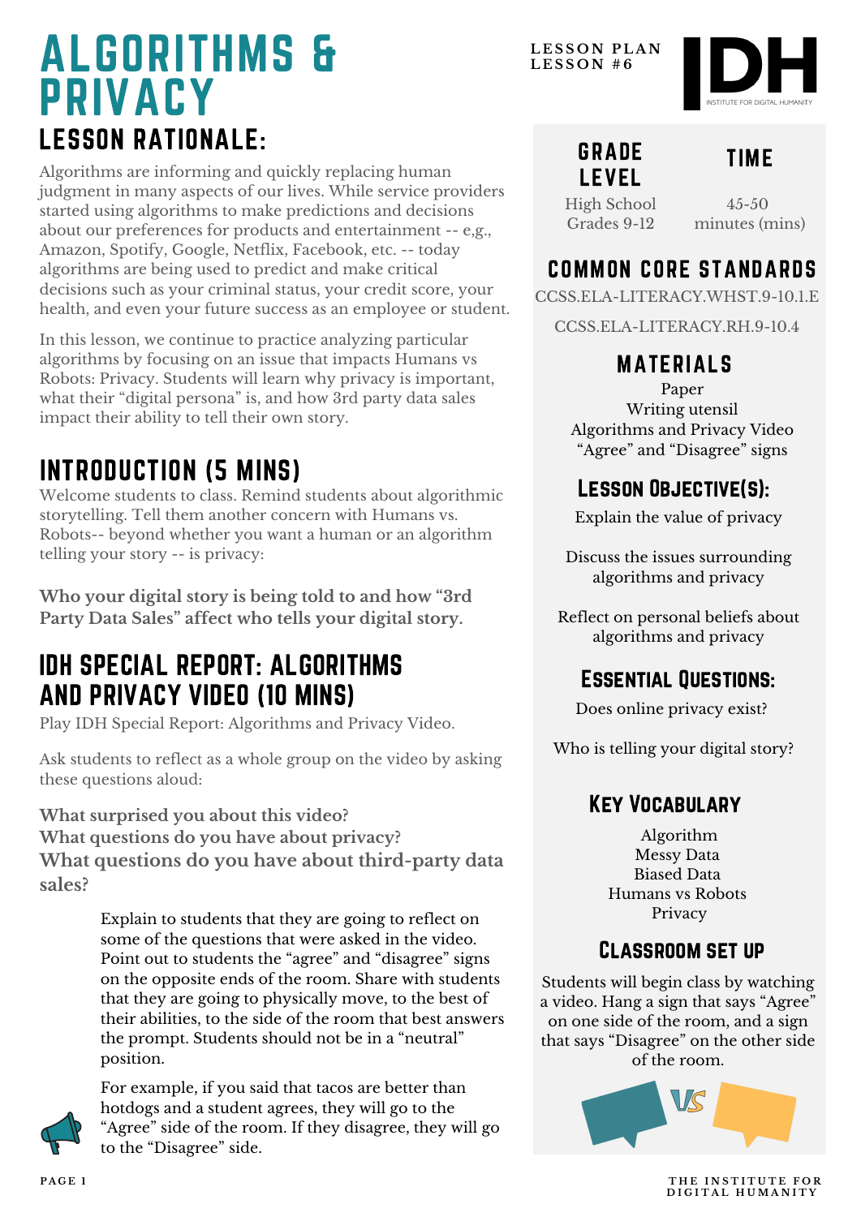# ALGORITHMS & PRIVACY

LESSON PLAN
LESSON #6

## LESSON RATIONALE:

Algorithms are informing and quickly replacing human judgment in many aspects of our lives. While service providers started using algorithms to make predictions and decisions about our preferences for products and entertainment -- e,g., Amazon, Spotify, Google, Netflix, Facebook, etc. -- today algorithms are being used to predict and make critical decisions such as your criminal status, your credit score, your health, and even your future success as an employee or student.

In this lesson, we continue to practice analyzing particular algorithms by focusing on an issue that impacts Humans vs Robots: Privacy. Students will learn why privacy is important, what their "digital persona" is, and how 3rd party data sales impact their ability to tell their own story.

## INTRODUCTION (5 MINS)

Welcome students to class. Remind students about algorithmic storytelling. Tell them another concern with Humans vs. Robots-- beyond whether you want a human or an algorithm telling your story -- is privacy:

**Who your digital story is being told to and how "3rd Party Data Sales" affect who tells your digital story.**

## IDH SPECIAL REPORT: ALGORITHMS AND PRIVACY VIDEO (10 MINS)

Play IDH Special Report: Algorithms and Privacy Video.

Ask students to reflect as a whole group on the video by asking these questions aloud:

**What surprised you about this video?**
**What questions do you have about privacy?**
**What questions do you have about third-party data sales?**

Explain to students that they are going to reflect on some of the questions that were asked in the video. Point out to students the "agree" and "disagree" signs on the opposite ends of the room. Share with students that they are going to physically move, to the best of their abilities, to the side of the room that best answers the prompt. Students should not be in a "neutral" position.

For example, if you said that tacos are better than hotdogs and a student agrees, they will go to the "Agree" side of the room. If they disagree, they will go to the "Disagree" side.

### GRADE LEVEL

High School
Grades 9-12

### TIME

45-50 minutes (mins)

### COMMON CORE STANDARDS

CCSS.ELA-LITERACY.WHST.9-10.1.E

CCSS.ELA-LITERACY.RH.9-10.4

### MATERIALS

Paper
Writing utensil
Algorithms and Privacy Video
"Agree" and "Disagree" signs

### LESSON OBJECTIVE(S):

Explain the value of privacy

Discuss the issues surrounding algorithms and privacy

Reflect on personal beliefs about algorithms and privacy

### ESSENTIAL QUESTIONS:

Does online privacy exist?

Who is telling your digital story?

### KEY VOCABULARY

Algorithm
Messy Data
Biased Data
Humans vs Robots
Privacy

### CLASSROOM SET UP

Students will begin class by watching a video. Hang a sign that says "Agree" on one side of the room, and a sign that says "Disagree" on the other side of the room.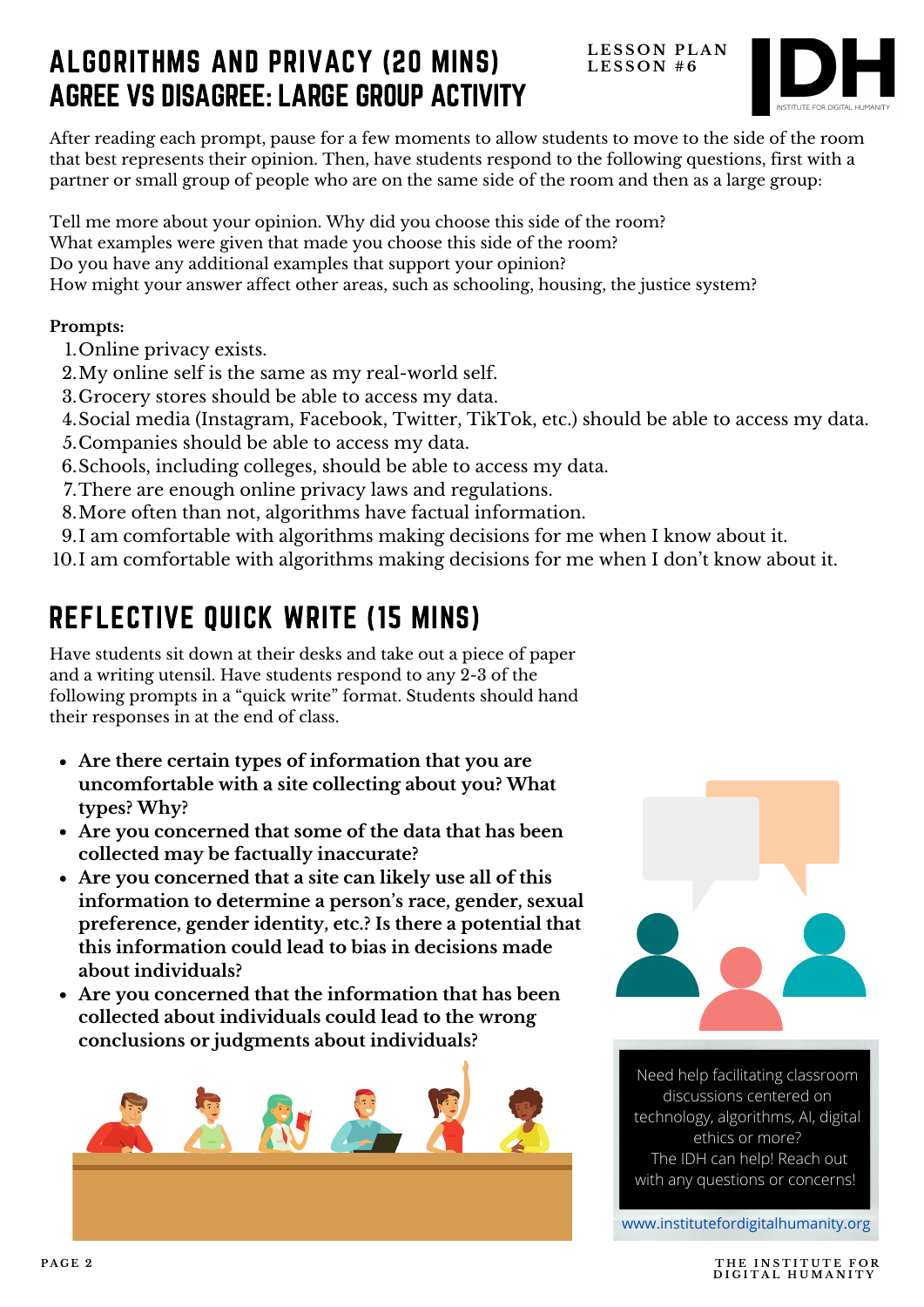# ALGORITHMS AND PRIVACY (20 MINS)
# AGREE VS DISAGREE: LARGE GROUP ACTIVITY

LESSON PLAN
LESSON #6

After reading each prompt, pause for a few moments to allow students to move to the side of the room that best represents their opinion. Then, have students respond to the following questions, first with a partner or small group of people who are on the same side of the room and then as a large group:

Tell me more about your opinion. Why did you choose this side of the room?
What examples were given that made you choose this side of the room?
Do you have any additional examples that support your opinion?
How might your answer affect other areas, such as schooling, housing, the justice system?

**Prompts:**

1. Online privacy exists.
2. My online self is the same as my real-world self.
3. Grocery stores should be able to access my data.
4. Social media (Instagram, Facebook, Twitter, TikTok, etc.) should be able to access my data.
5. Companies should be able to access my data.
6. Schools, including colleges, should be able to access my data.
7. There are enough online privacy laws and regulations.
8. More often than not, algorithms have factual information.
9. I am comfortable with algorithms making decisions for me when I know about it.
10. I am comfortable with algorithms making decisions for me when I don't know about it.

# REFLECTIVE QUICK WRITE (15 MINS)

Have students sit down at their desks and take out a piece of paper and a writing utensil. Have students respond to any 2-3 of the following prompts in a "quick write" format. Students should hand their responses in at the end of class.

- **Are there certain types of information that you are uncomfortable with a site collecting about you? What types? Why?**
- **Are you concerned that some of the data that has been collected may be factually inaccurate?**
- **Are you concerned that a site can likely use all of this information to determine a person's race, gender, sexual preference, gender identity, etc.? Is there a potential that this information could lead to bias in decisions made about individuals?**
- **Are you concerned that the information that has been collected about individuals could lead to the wrong conclusions or judgments about individuals?**

Need help facilitating classroom discussions centered on technology, algorithms, AI, digital ethics or more?
The IDH can help! Reach out with any questions or concerns!

www.institutefordigitalhumanity.org